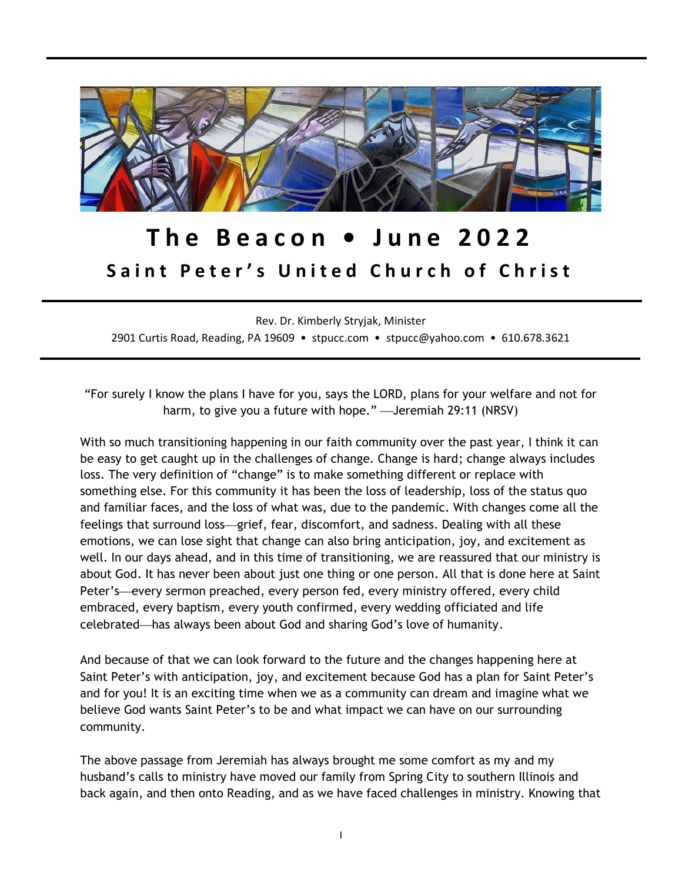# The Beacon • June 2022

## Saint Peter's United Church of Christ

Rev. Dr. Kimberly Stryjak, Minister
2901 Curtis Road, Reading, PA 19609 • stpucc.com • stpucc@yahoo.com • 610.678.3621

"For surely I know the plans I have for you, says the LORD, plans for your welfare and not for harm, to give you a future with hope." —Jeremiah 29:11 (NRSV)

With so much transitioning happening in our faith community over the past year, I think it can be easy to get caught up in the challenges of change. Change is hard; change always includes loss. The very definition of "change" is to make something different or replace with something else. For this community it has been the loss of leadership, loss of the status quo and familiar faces, and the loss of what was, due to the pandemic. With changes come all the feelings that surround loss—grief, fear, discomfort, and sadness. Dealing with all these emotions, we can lose sight that change can also bring anticipation, joy, and excitement as well. In our days ahead, and in this time of transitioning, we are reassured that our ministry is about God. It has never been about just one thing or one person. All that is done here at Saint Peter's—every sermon preached, every person fed, every ministry offered, every child embraced, every baptism, every youth confirmed, every wedding officiated and life celebrated—has always been about God and sharing God's love of humanity.

And because of that we can look forward to the future and the changes happening here at Saint Peter's with anticipation, joy, and excitement because God has a plan for Saint Peter's and for you! It is an exciting time when we as a community can dream and imagine what we believe God wants Saint Peter's to be and what impact we can have on our surrounding community.

The above passage from Jeremiah has always brought me some comfort as my and my husband's calls to ministry have moved our family from Spring City to southern Illinois and back again, and then onto Reading, and as we have faced challenges in ministry. Knowing that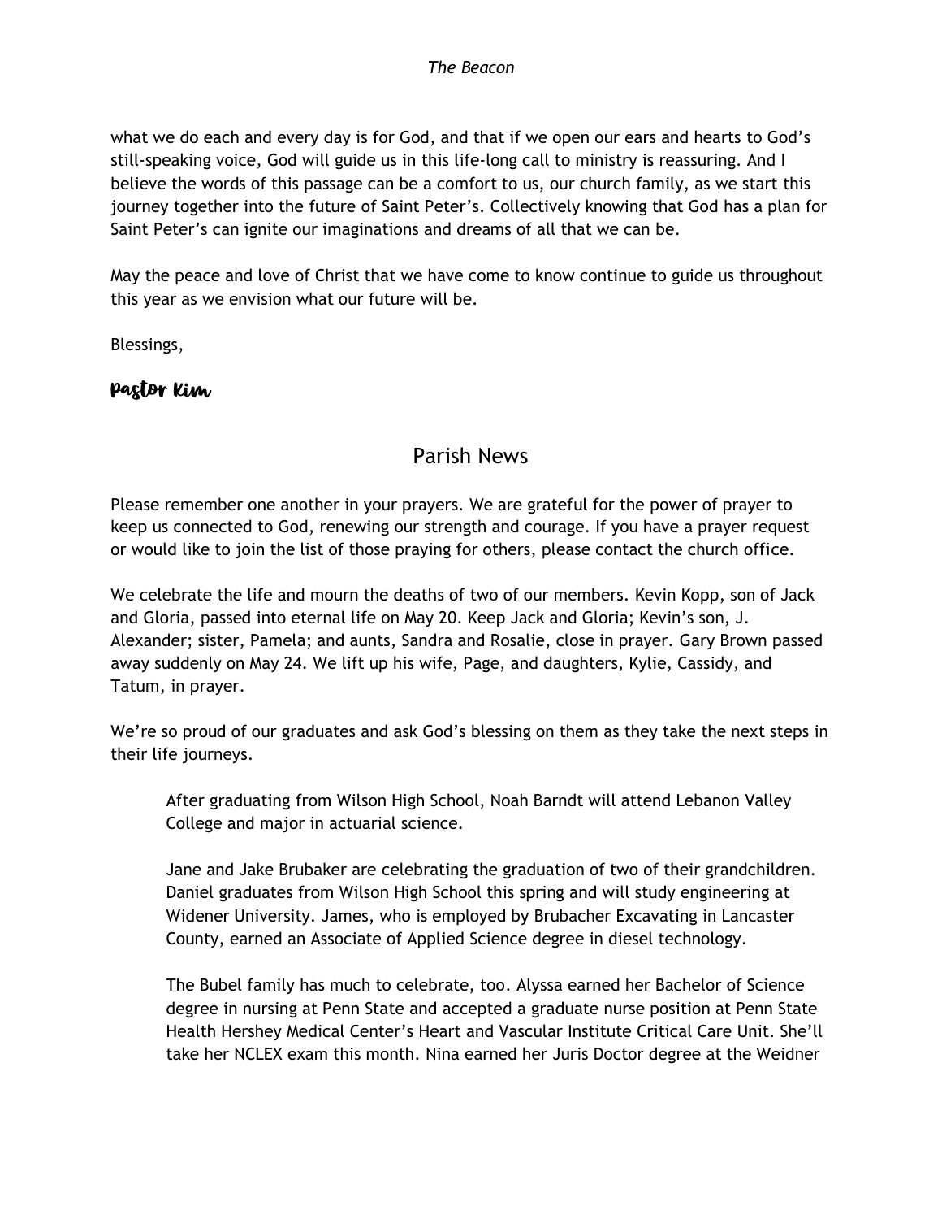what we do each and every day is for God, and that if we open our ears and hearts to God's still-speaking voice, God will guide us in this life-long call to ministry is reassuring. And I believe the words of this passage can be a comfort to us, our church family, as we start this journey together into the future of Saint Peter's. Collectively knowing that God has a plan for Saint Peter's can ignite our imaginations and dreams of all that we can be.

May the peace and love of Christ that we have come to know continue to guide us throughout this year as we envision what our future will be.

Blessings,

Pastor Kim

## Parish News

Please remember one another in your prayers. We are grateful for the power of prayer to keep us connected to God, renewing our strength and courage. If you have a prayer request or would like to join the list of those praying for others, please contact the church office.

We celebrate the life and mourn the deaths of two of our members. Kevin Kopp, son of Jack and Gloria, passed into eternal life on May 20. Keep Jack and Gloria; Kevin's son, J. Alexander; sister, Pamela; and aunts, Sandra and Rosalie, close in prayer. Gary Brown passed away suddenly on May 24. We lift up his wife, Page, and daughters, Kylie, Cassidy, and Tatum, in prayer.

We're so proud of our graduates and ask God's blessing on them as they take the next steps in their life journeys.

> After graduating from Wilson High School, Noah Barndt will attend Lebanon Valley College and major in actuarial science.
>
> Jane and Jake Brubaker are celebrating the graduation of two of their grandchildren. Daniel graduates from Wilson High School this spring and will study engineering at Widener University. James, who is employed by Brubacher Excavating in Lancaster County, earned an Associate of Applied Science degree in diesel technology.
>
> The Bubel family has much to celebrate, too. Alyssa earned her Bachelor of Science degree in nursing at Penn State and accepted a graduate nurse position at Penn State Health Hershey Medical Center's Heart and Vascular Institute Critical Care Unit. She'll take her NCLEX exam this month. Nina earned her Juris Doctor degree at the Weidner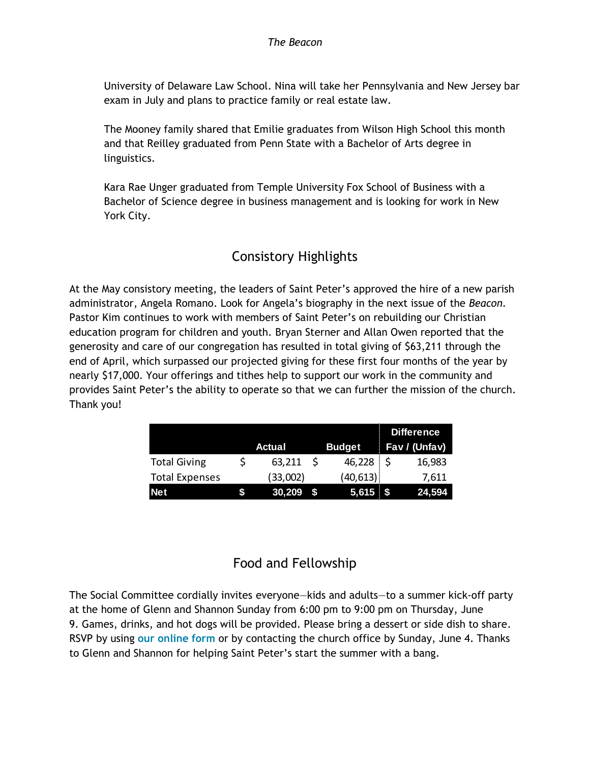University of Delaware Law School. Nina will take her Pennsylvania and New Jersey bar exam in July and plans to practice family or real estate law.

The Mooney family shared that Emilie graduates from Wilson High School this month and that Reilley graduated from Penn State with a Bachelor of Arts degree in linguistics.

Kara Rae Unger graduated from Temple University Fox School of Business with a Bachelor of Science degree in business management and is looking for work in New York City.

## Consistory Highlights

At the May consistory meeting, the leaders of Saint Peter's approved the hire of a new parish administrator, Angela Romano. Look for Angela's biography in the next issue of the *Beacon*. Pastor Kim continues to work with members of Saint Peter's on rebuilding our Christian education program for children and youth. Bryan Sterner and Allan Owen reported that the generosity and care of our congregation has resulted in total giving of $63,211 through the end of April, which surpassed our projected giving for these first four months of the year by nearly $17,000. Your offerings and tithes help to support our work in the community and provides Saint Peter's the ability to operate so that we can further the mission of the church. Thank you!

| | Actual | Budget | Difference Fav / (Unfav) |
|---|---|---|---|
| Total Giving | $ 63,211 | $ 46,228 | $ 16,983 |
| Total Expenses | (33,002) | (40,613) | 7,611 |
| **Net** | **$ 30,209** | **$ 5,615** | **$ 24,594** |

## Food and Fellowship

The Social Committee cordially invites everyone—kids and adults—to a summer kick-off party at the home of Glenn and Shannon Sunday from 6:00 pm to 9:00 pm on Thursday, June 9. Games, drinks, and hot dogs will be provided. Please bring a dessert or side dish to share. RSVP by using our online form or by contacting the church office by Sunday, June 4. Thanks to Glenn and Shannon for helping Saint Peter's start the summer with a bang.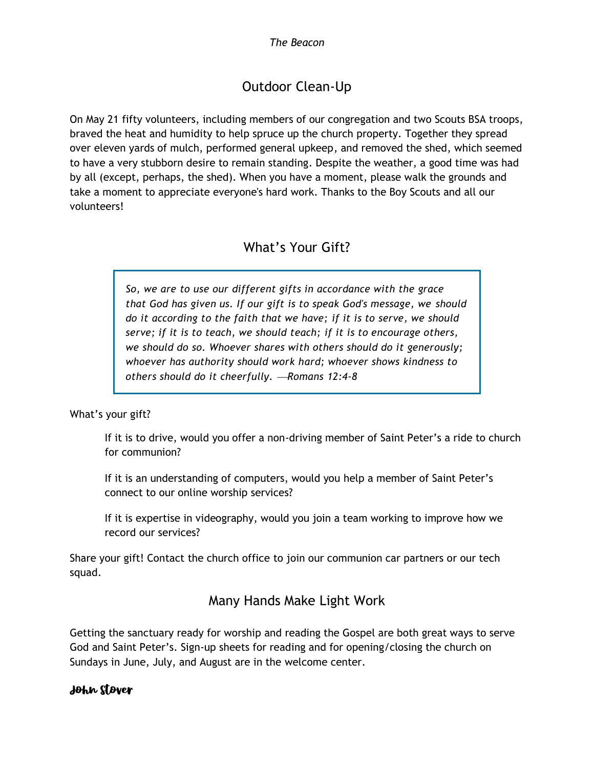## Outdoor Clean-Up

On May 21 fifty volunteers, including members of our congregation and two Scouts BSA troops, braved the heat and humidity to help spruce up the church property. Together they spread over eleven yards of mulch, performed general upkeep, and removed the shed, which seemed to have a very stubborn desire to remain standing. Despite the weather, a good time was had by all (except, perhaps, the shed). When you have a moment, please walk the grounds and take a moment to appreciate everyone's hard work. Thanks to the Boy Scouts and all our volunteers!

## What's Your Gift?

> *So, we are to use our different gifts in accordance with the grace that God has given us. If our gift is to speak God's message, we should do it according to the faith that we have; if it is to serve, we should serve; if it is to teach, we should teach; if it is to encourage others, we should do so. Whoever shares with others should do it generously; whoever has authority should work hard; whoever shows kindness to others should do it cheerfully. —Romans 12:4-8*

What's your gift?

> If it is to drive, would you offer a non-driving member of Saint Peter's a ride to church for communion?
>
> If it is an understanding of computers, would you help a member of Saint Peter's connect to our online worship services?
>
> If it is expertise in videography, would you join a team working to improve how we record our services?

Share your gift! Contact the church office to join our communion car partners or our tech squad.

## Many Hands Make Light Work

Getting the sanctuary ready for worship and reading the Gospel are both great ways to serve God and Saint Peter's. Sign-up sheets for reading and for opening/closing the church on Sundays in June, July, and August are in the welcome center.

**John Stover**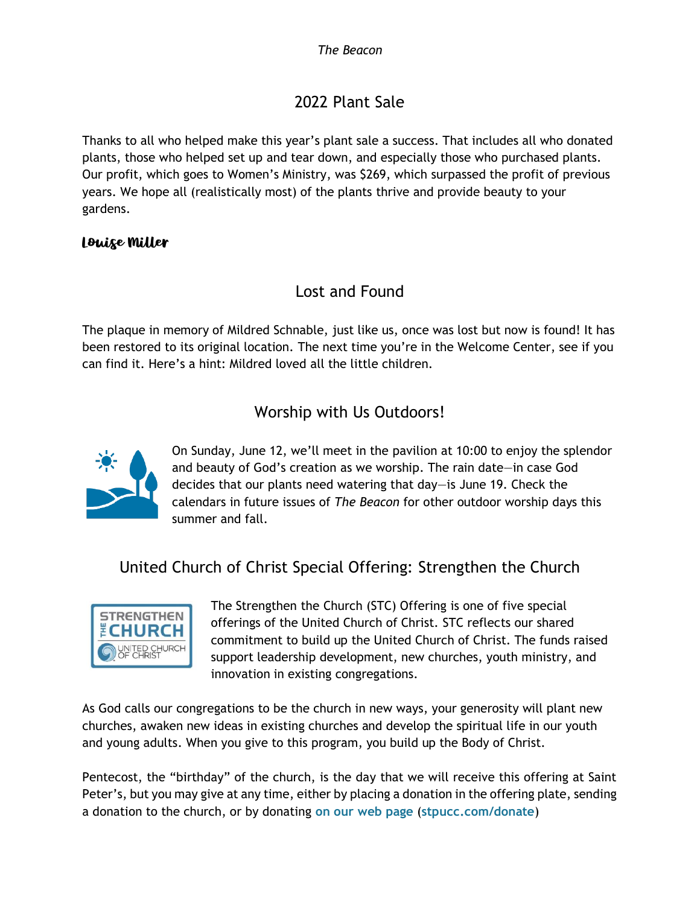## 2022 Plant Sale

Thanks to all who helped make this year's plant sale a success. That includes all who donated plants, those who helped set up and tear down, and especially those who purchased plants. Our profit, which goes to Women's Ministry, was $269, which surpassed the profit of previous years. We hope all (realistically most) of the plants thrive and provide beauty to your gardens.

**Louise Miller**

## Lost and Found

The plaque in memory of Mildred Schnable, just like us, once was lost but now is found! It has been restored to its original location. The next time you're in the Welcome Center, see if you can find it. Here's a hint: Mildred loved all the little children.

## Worship with Us Outdoors!

On Sunday, June 12, we'll meet in the pavilion at 10:00 to enjoy the splendor and beauty of God's creation as we worship. The rain date—in case God decides that our plants need watering that day—is June 19. Check the calendars in future issues of *The Beacon* for other outdoor worship days this summer and fall.

## United Church of Christ Special Offering: Strengthen the Church

The Strengthen the Church (STC) Offering is one of five special offerings of the United Church of Christ. STC reflects our shared commitment to build up the United Church of Christ. The funds raised support leadership development, new churches, youth ministry, and innovation in existing congregations.

As God calls our congregations to be the church in new ways, your generosity will plant new churches, awaken new ideas in existing churches and develop the spiritual life in our youth and young adults. When you give to this program, you build up the Body of Christ.

Pentecost, the "birthday" of the church, is the day that we will receive this offering at Saint Peter's, but you may give at any time, either by placing a donation in the offering plate, sending a donation to the church, or by donating **on our web page** (**stpucc.com/donate**)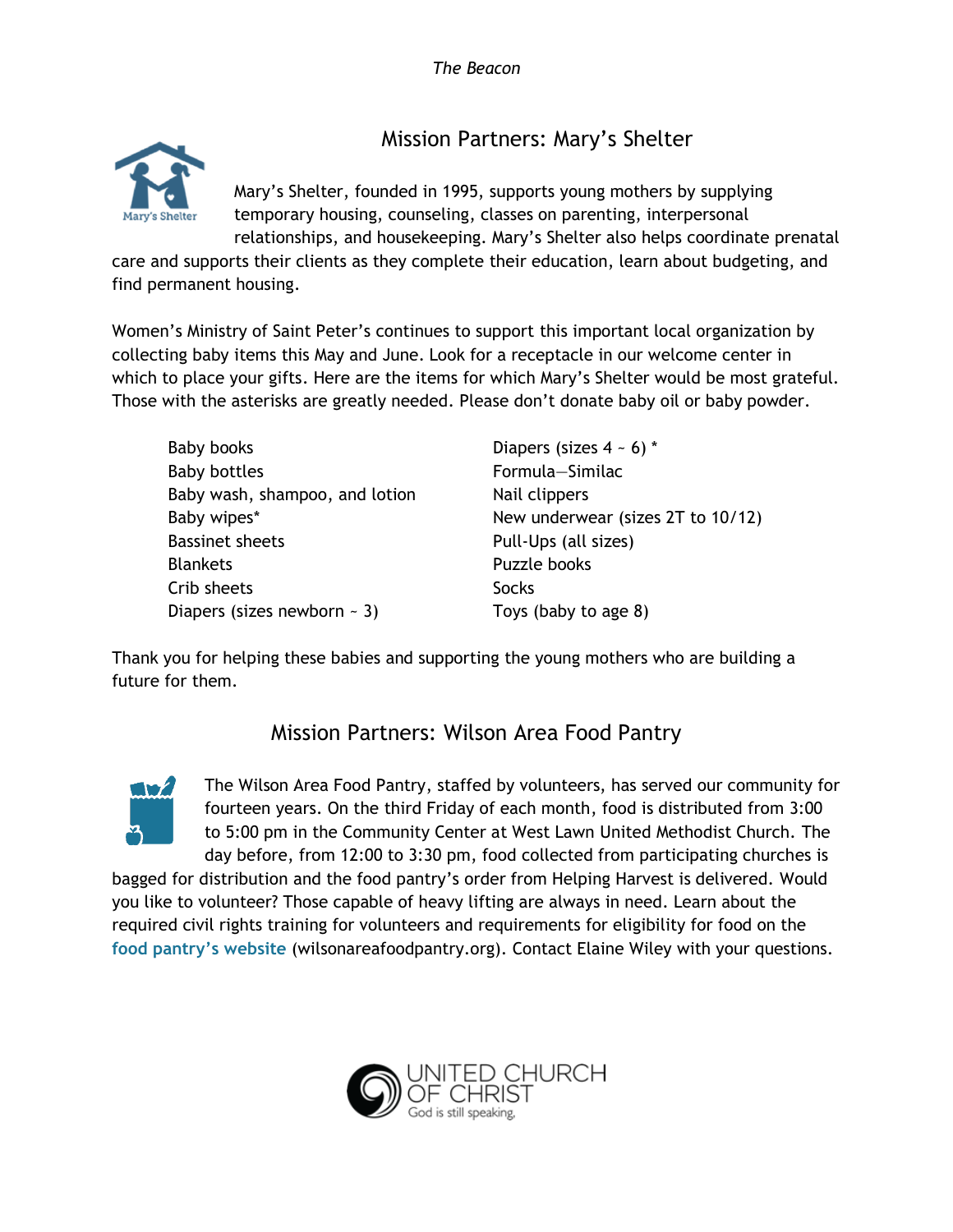## Mission Partners: Mary's Shelter

Mary's Shelter, founded in 1995, supports young mothers by supplying temporary housing, counseling, classes on parenting, interpersonal relationships, and housekeeping. Mary's Shelter also helps coordinate prenatal care and supports their clients as they complete their education, learn about budgeting, and find permanent housing.

Women's Ministry of Saint Peter's continues to support this important local organization by collecting baby items this May and June. Look for a receptacle in our welcome center in which to place your gifts. Here are the items for which Mary's Shelter would be most grateful. Those with the asterisks are greatly needed. Please don't donate baby oil or baby powder.

- Baby books
- Baby bottles
- Baby wash, shampoo, and lotion
- Baby wipes*
- Bassinet sheets
- Blankets
- Crib sheets
- Diapers (sizes newborn ~ 3)
- Diapers (sizes 4 ~ 6) *
- Formula—Similac
- Nail clippers
- New underwear (sizes 2T to 10/12)
- Pull-Ups (all sizes)
- Puzzle books
- Socks
- Toys (baby to age 8)

Thank you for helping these babies and supporting the young mothers who are building a future for them.

## Mission Partners: Wilson Area Food Pantry

The Wilson Area Food Pantry, staffed by volunteers, has served our community for fourteen years. On the third Friday of each month, food is distributed from 3:00 to 5:00 pm in the Community Center at West Lawn United Methodist Church. The day before, from 12:00 to 3:30 pm, food collected from participating churches is bagged for distribution and the food pantry's order from Helping Harvest is delivered. Would you like to volunteer? Those capable of heavy lifting are always in need. Learn about the required civil rights training for volunteers and requirements for eligibility for food on the **food pantry's website** (wilsonareafoodpantry.org). Contact Elaine Wiley with your questions.

UNITED CHURCH OF CHRIST
God is still speaking,